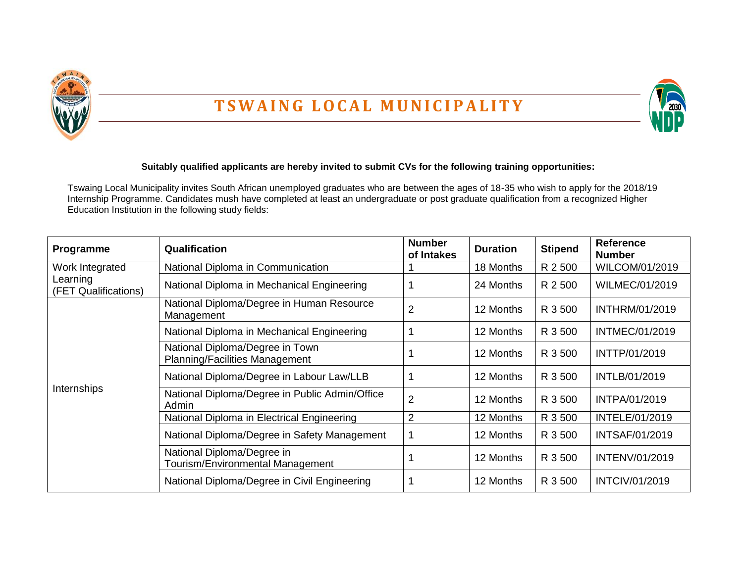# TSWAING LOCAL MUNICIPALITY

**Suitably qualified applicants are hereby invited to submit CVs for the following training opportunities:**

Tswaing Local Municipality invites South African unemployed graduates who are between the ages of 18-35 who wish to apply for the 2018/19 Internship Programme. Candidates mush have completed at least an undergraduate or post graduate qualification from a recognized Higher Education Institution in the following study fields:

| Programme | Qualification | Number of Intakes | Duration | Stipend | Reference Number |
|---|---|---|---|---|---|
| Work Integrated Learning (FET Qualifications) | National Diploma in Communication | 1 | 18 Months | R 2 500 | WILCOM/01/2019 |
| | National Diploma in Mechanical Engineering | 1 | 24 Months | R 2 500 | WILMEC/01/2019 |
| Internships | National Diploma/Degree in Human Resource Management | 2 | 12 Months | R 3 500 | INTHRM/01/2019 |
| | National Diploma in Mechanical Engineering | 1 | 12 Months | R 3 500 | INTMEC/01/2019 |
| | National Diploma/Degree in Town Planning/Facilities Management | 1 | 12 Months | R 3 500 | INTTP/01/2019 |
| | National Diploma/Degree in Labour Law/LLB | 1 | 12 Months | R 3 500 | INTLB/01/2019 |
| | National Diploma/Degree in Public Admin/Office Admin | 2 | 12 Months | R 3 500 | INTPA/01/2019 |
| | National Diploma in Electrical Engineering | 2 | 12 Months | R 3 500 | INTELE/01/2019 |
| | National Diploma/Degree in Safety Management | 1 | 12 Months | R 3 500 | INTSAF/01/2019 |
| | National Diploma/Degree in Tourism/Environmental Management | 1 | 12 Months | R 3 500 | INTENV/01/2019 |
| | National Diploma/Degree in Civil Engineering | 1 | 12 Months | R 3 500 | INTCIV/01/2019 |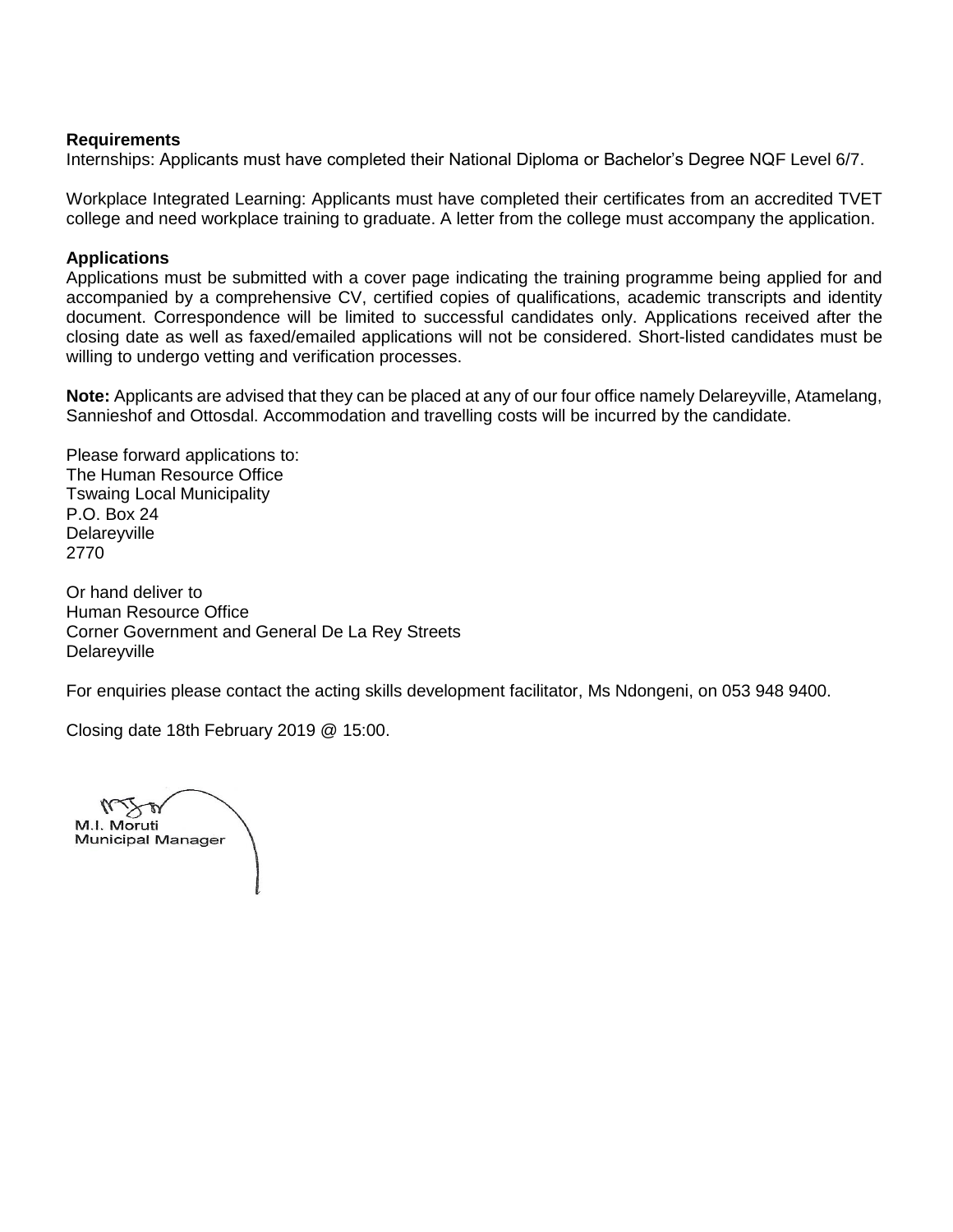**Requirements**

Internships: Applicants must have completed their National Diploma or Bachelor's Degree NQF Level 6/7.

Workplace Integrated Learning: Applicants must have completed their certificates from an accredited TVET college and need workplace training to graduate. A letter from the college must accompany the application.

**Applications**

Applications must be submitted with a cover page indicating the training programme being applied for and accompanied by a comprehensive CV, certified copies of qualifications, academic transcripts and identity document. Correspondence will be limited to successful candidates only. Applications received after the closing date as well as faxed/emailed applications will not be considered. Short-listed candidates must be willing to undergo vetting and verification processes.

**Note:** Applicants are advised that they can be placed at any of our four office namely Delareyville, Atamelang, Sannieshof and Ottosdal. Accommodation and travelling costs will be incurred by the candidate.

Please forward applications to:
The Human Resource Office
Tswaing Local Municipality
P.O. Box 24
Delareyville
2770

Or hand deliver to
Human Resource Office
Corner Government and General De La Rey Streets
Delareyville

For enquiries please contact the acting skills development facilitator, Ms Ndongeni, on 053 948 9400.

Closing date 18th February 2019 @ 15:00.

M.I. Moruti
Municipal Manager